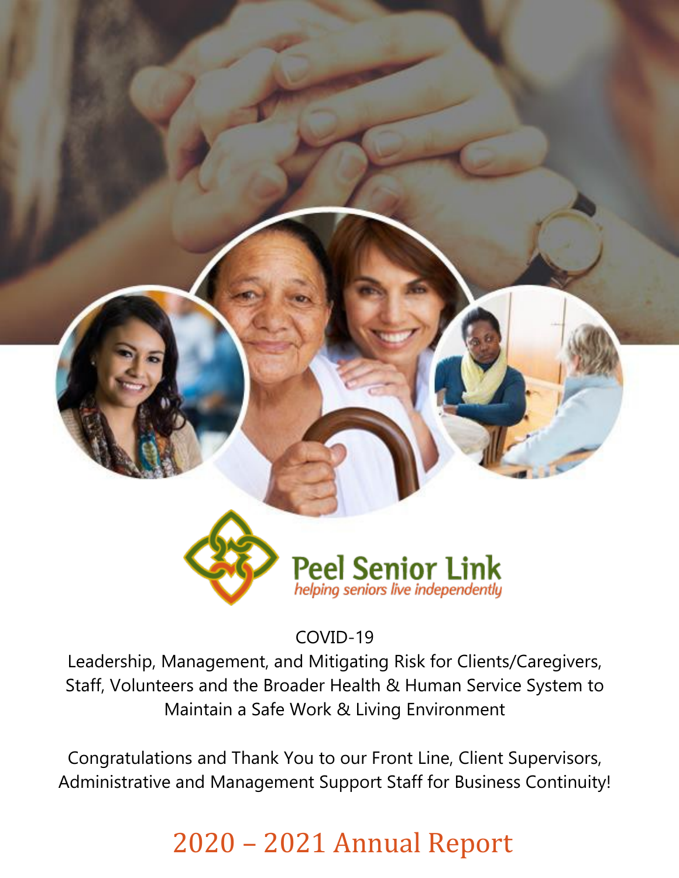Peel Senior Link

*helping seniors live independently*

COVID-19

Leadership, Management, and Mitigating Risk for Clients/Caregivers, Staff, Volunteers and the Broader Health & Human Service System to Maintain a Safe Work & Living Environment

Congratulations and Thank You to our Front Line, Client Supervisors, Administrative and Management Support Staff for Business Continuity!

# 2020 – 2021 Annual Report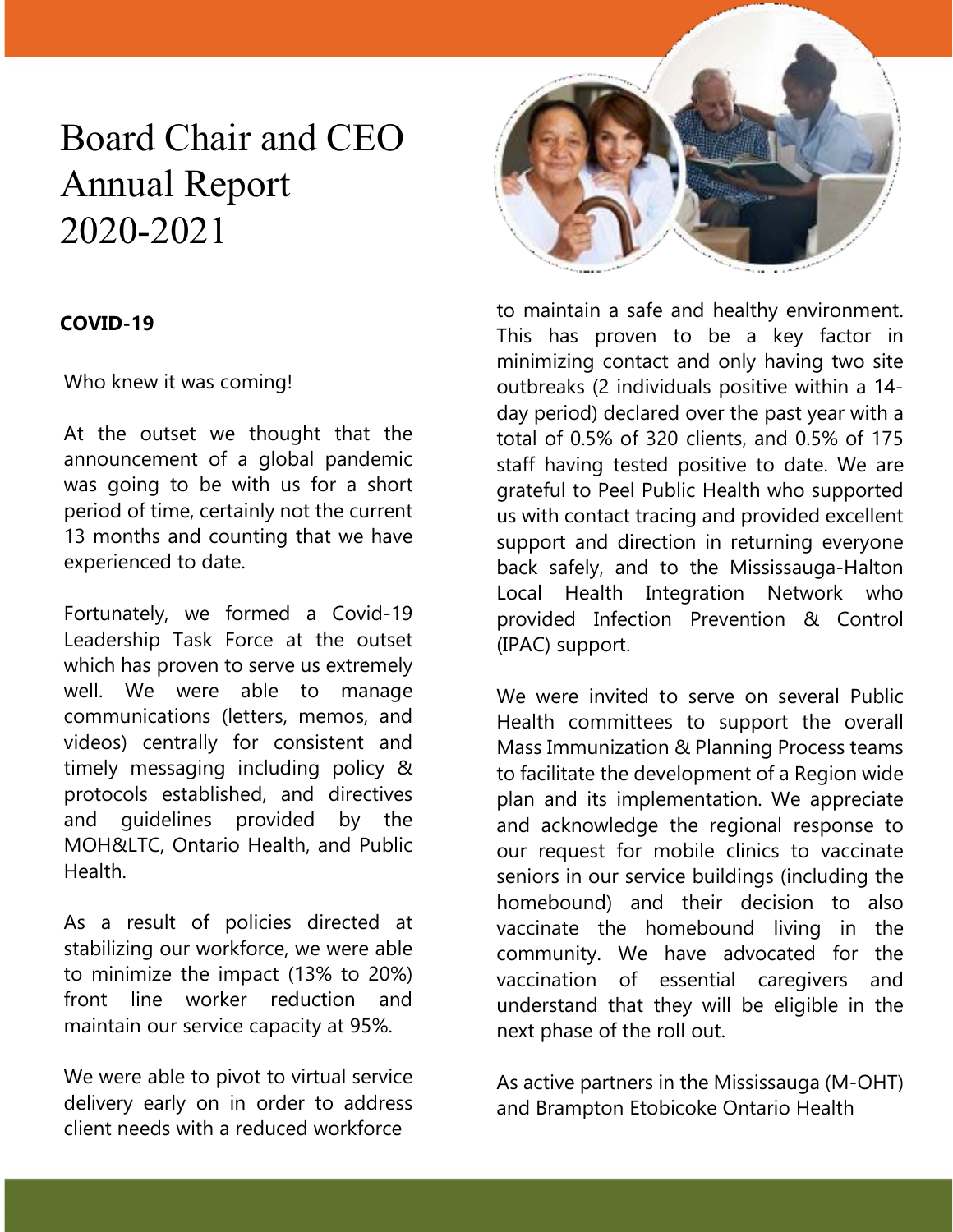# Board Chair and CEO Annual Report 2020-2021

**COVID-19**

Who knew it was coming!

At the outset we thought that the announcement of a global pandemic was going to be with us for a short period of time, certainly not the current 13 months and counting that we have experienced to date.

Fortunately, we formed a Covid-19 Leadership Task Force at the outset which has proven to serve us extremely well. We were able to manage communications (letters, memos, and videos) centrally for consistent and timely messaging including policy & protocols established, and directives and guidelines provided by the MOH&LTC, Ontario Health, and Public Health.

As a result of policies directed at stabilizing our workforce, we were able to minimize the impact (13% to 20%) front line worker reduction and maintain our service capacity at 95%.

We were able to pivot to virtual service delivery early on in order to address client needs with a reduced workforce to maintain a safe and healthy environment. This has proven to be a key factor in minimizing contact and only having two site outbreaks (2 individuals positive within a 14-day period) declared over the past year with a total of 0.5% of 320 clients, and 0.5% of 175 staff having tested positive to date. We are grateful to Peel Public Health who supported us with contact tracing and provided excellent support and direction in returning everyone back safely, and to the Mississauga-Halton Local Health Integration Network who provided Infection Prevention & Control (IPAC) support.

We were invited to serve on several Public Health committees to support the overall Mass Immunization & Planning Process teams to facilitate the development of a Region wide plan and its implementation. We appreciate and acknowledge the regional response to our request for mobile clinics to vaccinate seniors in our service buildings (including the homebound) and their decision to also vaccinate the homebound living in the community. We have advocated for the vaccination of essential caregivers and understand that they will be eligible in the next phase of the roll out.

As active partners in the Mississauga (M-OHT) and Brampton Etobicoke Ontario Health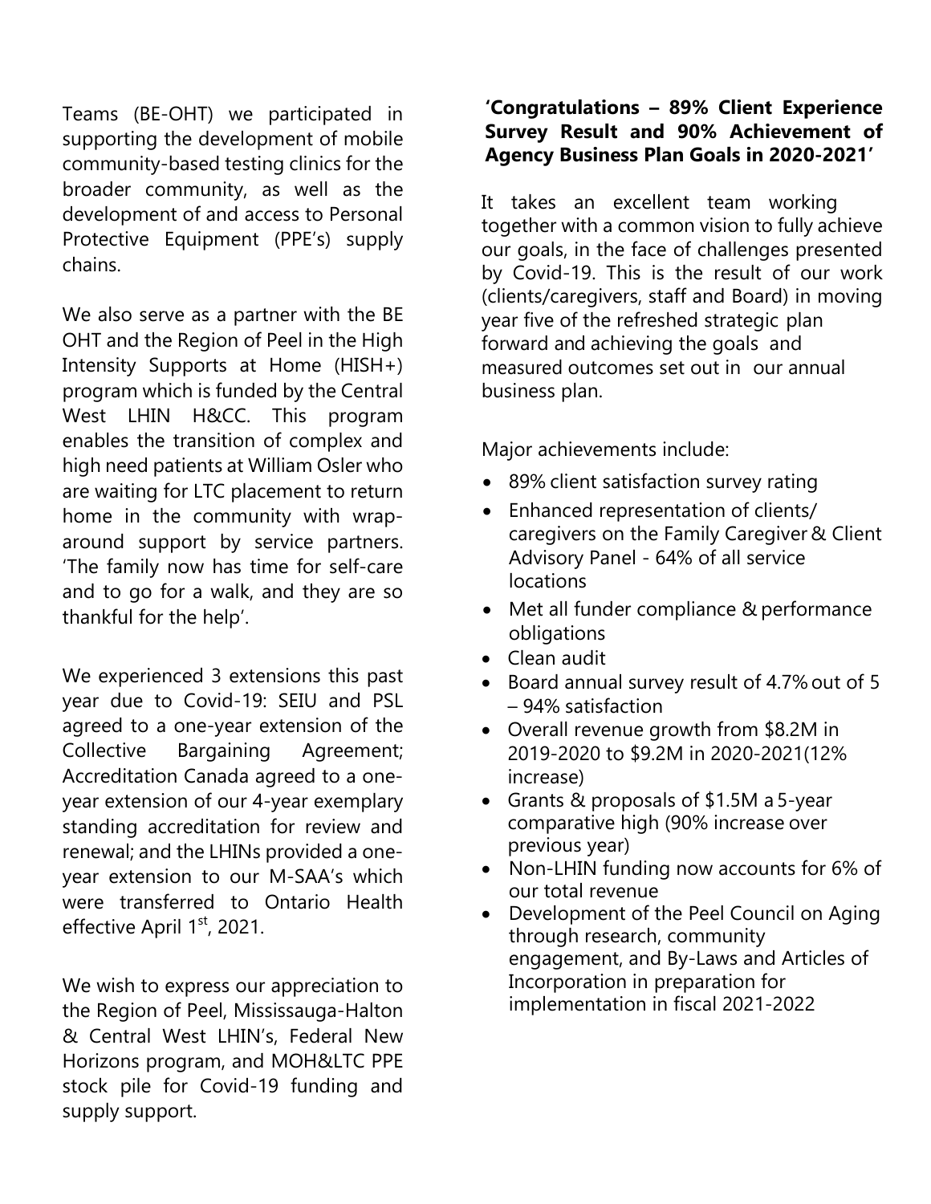Teams (BE-OHT) we participated in supporting the development of mobile community-based testing clinics for the broader community, as well as the development of and access to Personal Protective Equipment (PPE's) supply chains.

We also serve as a partner with the BE OHT and the Region of Peel in the High Intensity Supports at Home (HISH+) program which is funded by the Central West LHIN H&CC. This program enables the transition of complex and high need patients at William Osler who are waiting for LTC placement to return home in the community with wrap-around support by service partners. 'The family now has time for self-care and to go for a walk, and they are so thankful for the help'.

We experienced 3 extensions this past year due to Covid-19: SEIU and PSL agreed to a one-year extension of the Collective Bargaining Agreement; Accreditation Canada agreed to a one-year extension of our 4-year exemplary standing accreditation for review and renewal; and the LHINs provided a one-year extension to our M-SAA's which were transferred to Ontario Health effective April 1st, 2021.

We wish to express our appreciation to the Region of Peel, Mississauga-Halton & Central West LHIN's, Federal New Horizons program, and MOH&LTC PPE stock pile for Covid-19 funding and supply support.

**'Congratulations – 89% Client Experience Survey Result and 90% Achievement of Agency Business Plan Goals in 2020-2021'**

It takes an excellent team working together with a common vision to fully achieve our goals, in the face of challenges presented by Covid-19. This is the result of our work (clients/caregivers, staff and Board) in moving year five of the refreshed strategic plan forward and achieving the goals and measured outcomes set out in our annual business plan.

Major achievements include:

- 89% client satisfaction survey rating
- Enhanced representation of clients/ caregivers on the Family Caregiver & Client Advisory Panel - 64% of all service locations
- Met all funder compliance & performance obligations
- Clean audit
- Board annual survey result of 4.7% out of 5 – 94% satisfaction
- Overall revenue growth from $8.2M in 2019-2020 to $9.2M in 2020-2021(12% increase)
- Grants & proposals of $1.5M a 5-year comparative high (90% increase over previous year)
- Non-LHIN funding now accounts for 6% of our total revenue
- Development of the Peel Council on Aging through research, community engagement, and By-Laws and Articles of Incorporation in preparation for implementation in fiscal 2021-2022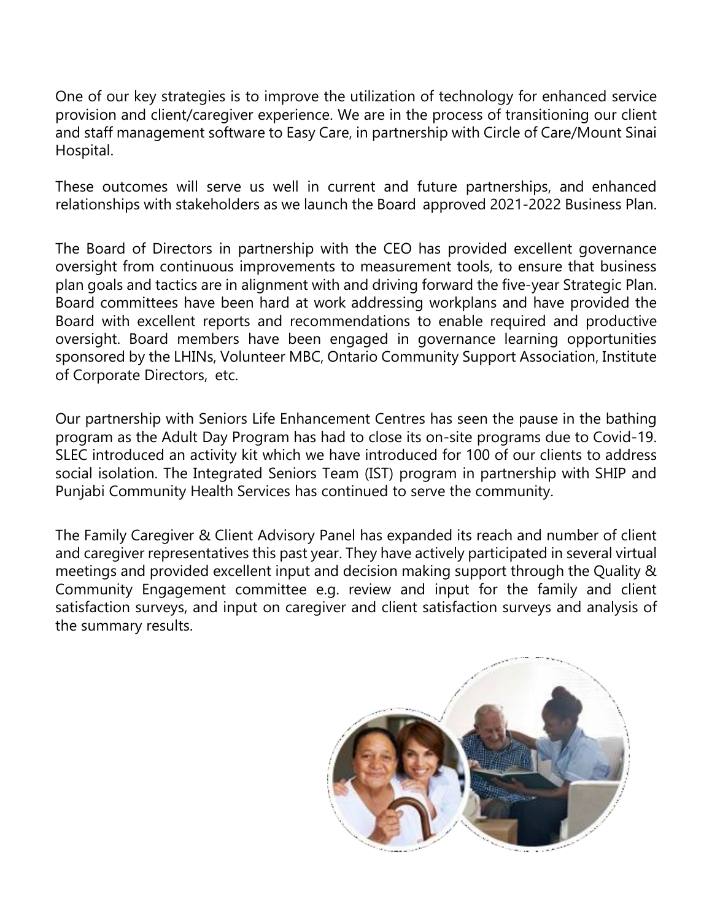One of our key strategies is to improve the utilization of technology for enhanced service provision and client/caregiver experience. We are in the process of transitioning our client and staff management software to Easy Care, in partnership with Circle of Care/Mount Sinai Hospital.

These outcomes will serve us well in current and future partnerships, and enhanced relationships with stakeholders as we launch the Board approved 2021-2022 Business Plan.

The Board of Directors in partnership with the CEO has provided excellent governance oversight from continuous improvements to measurement tools, to ensure that business plan goals and tactics are in alignment with and driving forward the five-year Strategic Plan. Board committees have been hard at work addressing workplans and have provided the Board with excellent reports and recommendations to enable required and productive oversight. Board members have been engaged in governance learning opportunities sponsored by the LHINs, Volunteer MBC, Ontario Community Support Association, Institute of Corporate Directors, etc.

Our partnership with Seniors Life Enhancement Centres has seen the pause in the bathing program as the Adult Day Program has had to close its on-site programs due to Covid-19. SLEC introduced an activity kit which we have introduced for 100 of our clients to address social isolation. The Integrated Seniors Team (IST) program in partnership with SHIP and Punjabi Community Health Services has continued to serve the community.

The Family Caregiver & Client Advisory Panel has expanded its reach and number of client and caregiver representatives this past year. They have actively participated in several virtual meetings and provided excellent input and decision making support through the Quality & Community Engagement committee e.g. review and input for the family and client satisfaction surveys, and input on caregiver and client satisfaction surveys and analysis of the summary results.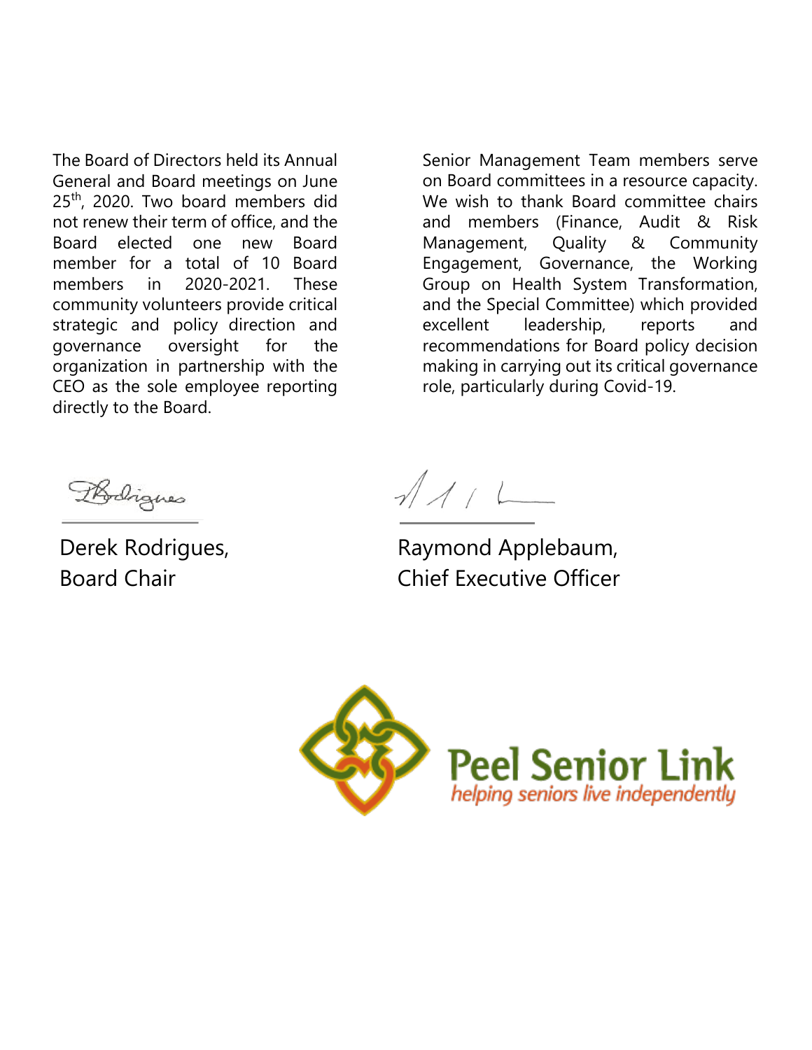The Board of Directors held its Annual General and Board meetings on June 25th, 2020. Two board members did not renew their term of office, and the Board elected one new Board member for a total of 10 Board members in 2020-2021. These community volunteers provide critical strategic and policy direction and governance oversight for the organization in partnership with the CEO as the sole employee reporting directly to the Board.

Senior Management Team members serve on Board committees in a resource capacity. We wish to thank Board committee chairs and members (Finance, Audit & Risk Management, Quality & Community Engagement, Governance, the Working Group on Health System Transformation, and the Special Committee) which provided excellent leadership, reports and recommendations for Board policy decision making in carrying out its critical governance role, particularly during Covid-19.

Derek Rodrigues,
Board Chair

Raymond Applebaum,
Chief Executive Officer

Peel Senior Link
*helping seniors live independently*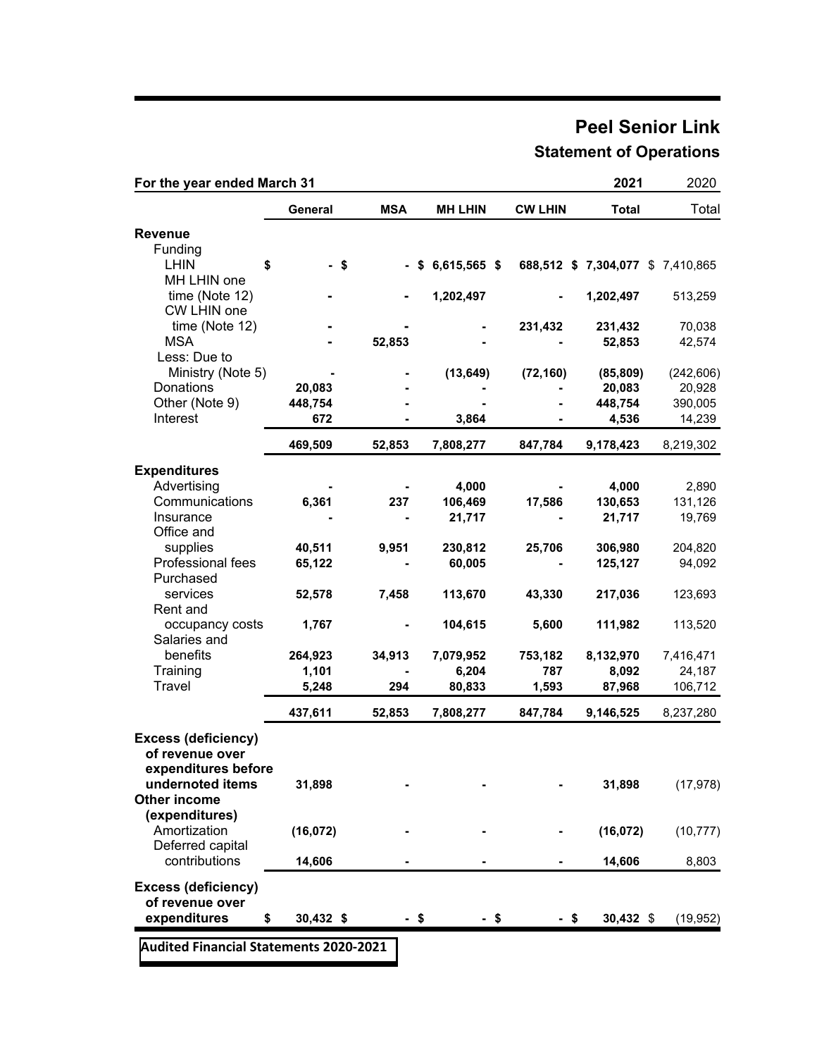# Peel Senior Link

## Statement of Operations

| For the year ended March 31 | | | | | 2021 | 2020 |
|---|---|---|---|---|---|---|
| | General | MSA | MH LHIN | CW LHIN | Total | Total |
| **Revenue** | | | | | | |
| Funding | | | | | | |
| LHIN | $ - | $ - | $ 6,615,565 | $ 688,512 | $ 7,304,077 | $ 7,410,865 |
| MH LHIN one time (Note 12) | - | - | 1,202,497 | - | 1,202,497 | 513,259 |
| CW LHIN one time (Note 12) | - | - | - | 231,432 | 231,432 | 70,038 |
| MSA | - | 52,853 | - | - | 52,853 | 42,574 |
| Less: Due to Ministry (Note 5) | - | - | (13,649) | (72,160) | (85,809) | (242,606) |
| Donations | 20,083 | - | - | - | 20,083 | 20,928 |
| Other (Note 9) | 448,754 | - | - | - | 448,754 | 390,005 |
| Interest | 672 | - | 3,864 | - | 4,536 | 14,239 |
| | 469,509 | 52,853 | 7,808,277 | 847,784 | 9,178,423 | 8,219,302 |
| **Expenditures** | | | | | | |
| Advertising | - | - | 4,000 | - | 4,000 | 2,890 |
| Communications | 6,361 | 237 | 106,469 | 17,586 | 130,653 | 131,126 |
| Insurance | - | - | 21,717 | - | 21,717 | 19,769 |
| Office and supplies | 40,511 | 9,951 | 230,812 | 25,706 | 306,980 | 204,820 |
| Professional fees | 65,122 | - | 60,005 | - | 125,127 | 94,092 |
| Purchased services | 52,578 | 7,458 | 113,670 | 43,330 | 217,036 | 123,693 |
| Rent and occupancy costs | 1,767 | - | 104,615 | 5,600 | 111,982 | 113,520 |
| Salaries and benefits | 264,923 | 34,913 | 7,079,952 | 753,182 | 8,132,970 | 7,416,471 |
| Training | 1,101 | - | 6,204 | 787 | 8,092 | 24,187 |
| Travel | 5,248 | 294 | 80,833 | 1,593 | 87,968 | 106,712 |
| | 437,611 | 52,853 | 7,808,277 | 847,784 | 9,146,525 | 8,237,280 |
| **Excess (deficiency) of revenue over expenditures before undernoted items** | 31,898 | - | - | - | 31,898 | (17,978) |
| **Other income (expenditures)** | | | | | | |
| Amortization | (16,072) | - | - | - | (16,072) | (10,777) |
| Deferred capital contributions | 14,606 | - | - | - | 14,606 | 8,803 |
| **Excess (deficiency) of revenue over expenditures** | $ 30,432 | $ - | $ - | $ - | $ 30,432 | $ (19,952) |

**Audited Financial Statements 2020-2021**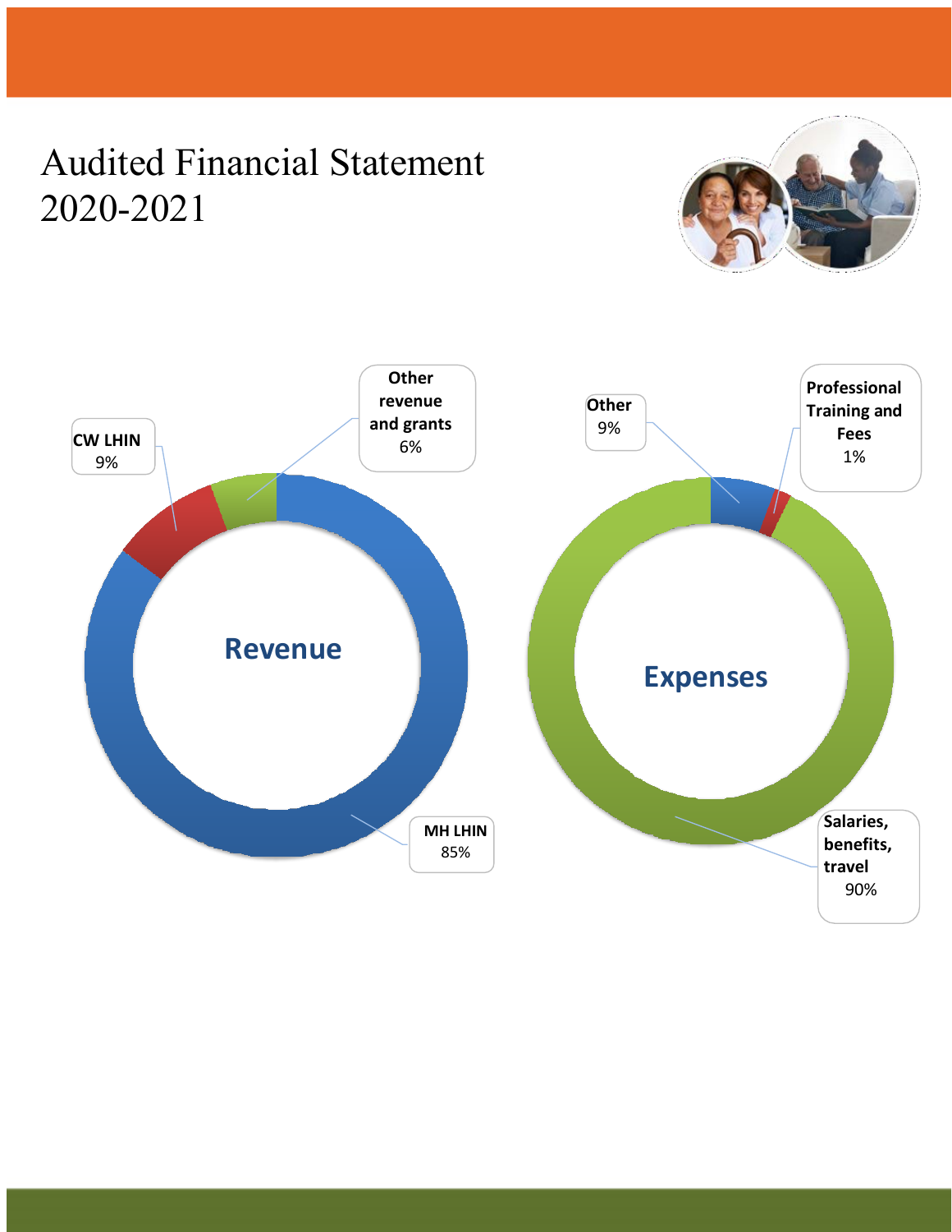# Audited Financial Statement 2020-2021

**Revenue**

- **MH LHIN** 85%
- **CW LHIN** 9%
- **Other revenue and grants** 6%

**Expenses**

- **Salaries, benefits, travel** 90%
- **Other** 9%
- **Professional Training and Fees** 1%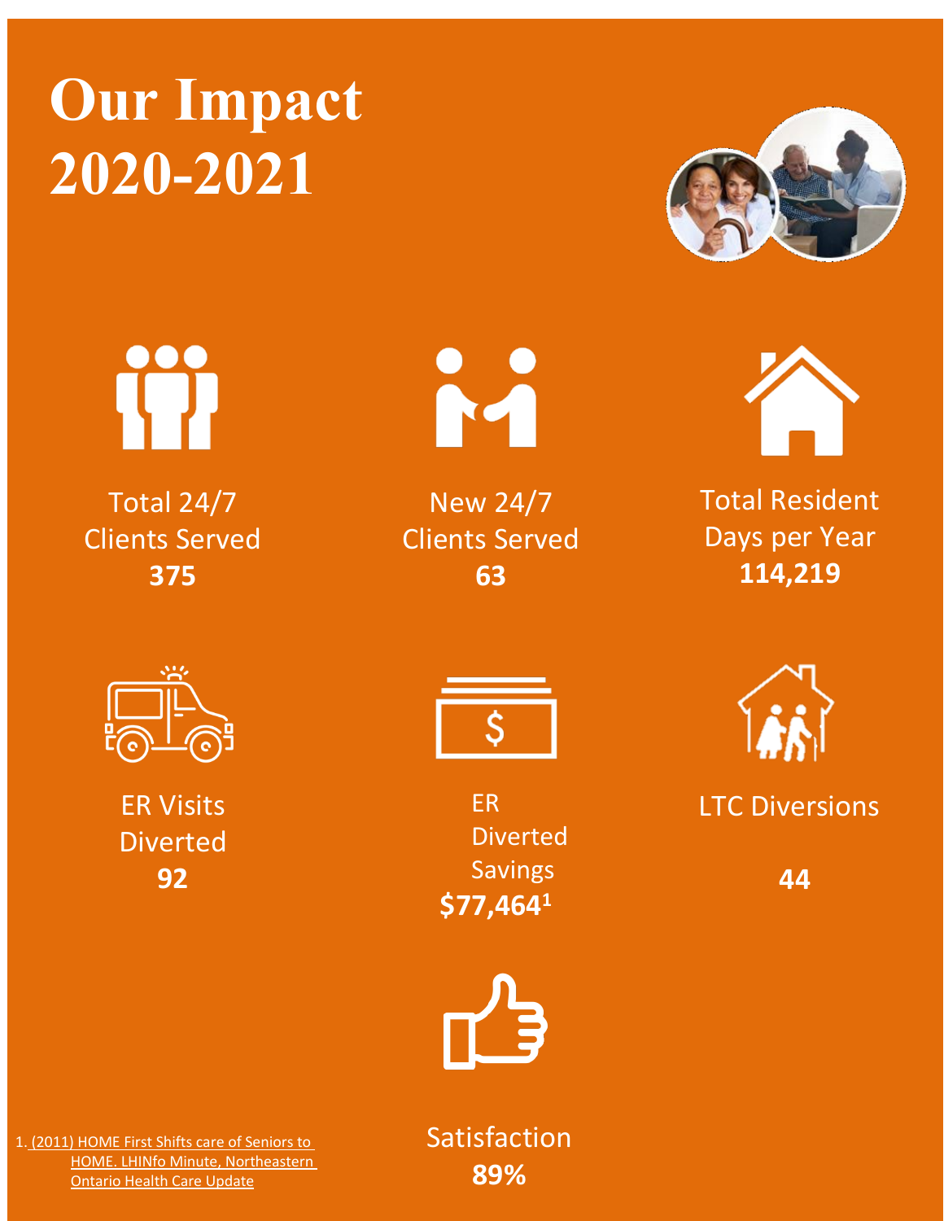# Our Impact 2020-2021

Total 24/7 Clients Served
**375**

New 24/7 Clients Served
**63**

Total Resident Days per Year
**114,219**

ER Visits Diverted
**92**

ER Diverted Savings
**$77,464**[1]

LTC Diversions
**44**

Satisfaction
**89%**

1. (2011) HOME First Shifts care of Seniors to HOME. LHINfo Minute, Northeastern Ontario Health Care Update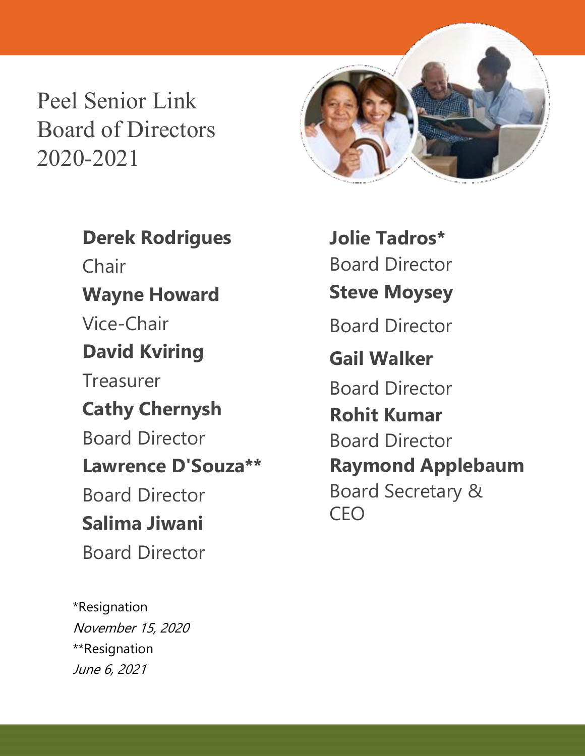# Peel Senior Link Board of Directors 2020-2021

**Derek Rodrigues**
Chair

**Wayne Howard**
Vice-Chair

**David Kviring**
Treasurer

**Cathy Chernysh**
Board Director

**Lawrence D'Souza****
Board Director

**Salima Jiwani**
Board Director

**Jolie Tadros***
Board Director

**Steve Moysey**
Board Director

**Gail Walker**
Board Director

**Rohit Kumar**
Board Director

**Raymond Applebaum**
Board Secretary & CEO

*Resignation
*November 15, 2020*

**Resignation
*June 6, 2021*